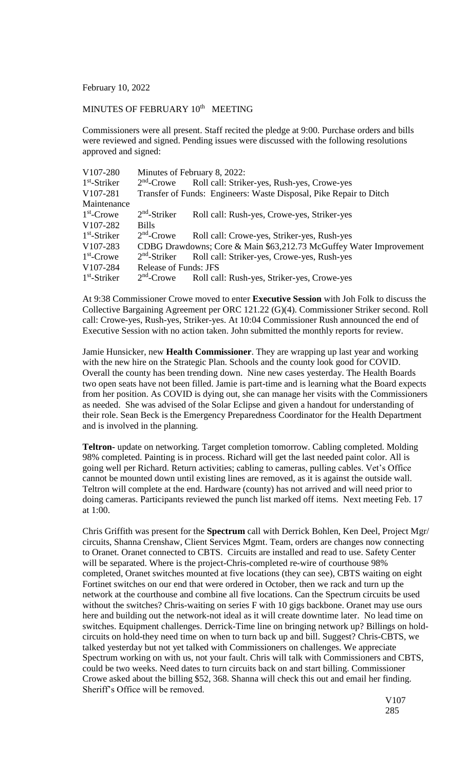February 10, 2022

MINUTES OF FEBRUARY 10th MEETING

Commissioners were all present. Staff recited the pledge at 9:00. Purchase orders and bills were reviewed and signed. Pending issues were discussed with the following resolutions approved and signed:

| | | |
|---|---|---|
| V107-280 | Minutes of February 8, 2022: | |
| 1st-Striker | 2nd-Crowe | Roll call: Striker-yes, Rush-yes, Crowe-yes |
| V107-281 | Transfer of Funds: Engineers: Waste Disposal, Pike Repair to Ditch | |
| Maintenance | | |
| 1st-Crowe | 2nd-Striker | Roll call: Rush-yes, Crowe-yes, Striker-yes |
| V107-282 | Bills | |
| 1st-Striker | 2nd-Crowe | Roll call: Crowe-yes, Striker-yes, Rush-yes |
| V107-283 | CDBG Drawdowns; Core & Main $63,212.73 McGuffey Water Improvement | |
| 1st-Crowe | 2nd-Striker | Roll call: Striker-yes, Crowe-yes, Rush-yes |
| V107-284 | Release of Funds: JFS | |
| 1st-Striker | 2nd-Crowe | Roll call: Rush-yes, Striker-yes, Crowe-yes |

At 9:38 Commissioner Crowe moved to enter **Executive Session** with Joh Folk to discuss the Collective Bargaining Agreement per ORC 121.22 (G)(4). Commissioner Striker second. Roll call: Crowe-yes, Rush-yes, Striker-yes. At 10:04 Commissioner Rush announced the end of Executive Session with no action taken. John submitted the monthly reports for review.

Jamie Hunsicker, new **Health Commissioner**. They are wrapping up last year and working with the new hire on the Strategic Plan. Schools and the county look good for COVID. Overall the county has been trending down. Nine new cases yesterday. The Health Boards two open seats have not been filled. Jamie is part-time and is learning what the Board expects from her position. As COVID is dying out, she can manage her visits with the Commissioners as needed. She was advised of the Solar Eclipse and given a handout for understanding of their role. Sean Beck is the Emergency Preparedness Coordinator for the Health Department and is involved in the planning.

**Teltron-** update on networking. Target completion tomorrow. Cabling completed. Molding 98% completed. Painting is in process. Richard will get the last needed paint color. All is going well per Richard. Return activities; cabling to cameras, pulling cables. Vet's Office cannot be mounted down until existing lines are removed, as it is against the outside wall. Teltron will complete at the end. Hardware (county) has not arrived and will need prior to doing cameras. Participants reviewed the punch list marked off items. Next meeting Feb. 17 at 1:00.

Chris Griffith was present for the **Spectrum** call with Derrick Bohlen, Ken Deel, Project Mgr/ circuits, Shanna Crenshaw, Client Services Mgmt. Team, orders are changes now connecting to Oranet. Oranet connected to CBTS. Circuits are installed and read to use. Safety Center will be separated. Where is the project-Chris-completed re-wire of courthouse 98% completed, Oranet switches mounted at five locations (they can see), CBTS waiting on eight Fortinet switches on our end that were ordered in October, then we rack and turn up the network at the courthouse and combine all five locations. Can the Spectrum circuits be used without the switches? Chris-waiting on series F with 10 gigs backbone. Oranet may use ours here and building out the network-not ideal as it will create downtime later. No lead time on switches. Equipment challenges. Derrick-Time line on bringing network up? Billings on hold-circuits on hold-they need time on when to turn back up and bill. Suggest? Chris-CBTS, we talked yesterday but not yet talked with Commissioners on challenges. We appreciate Spectrum working on with us, not your fault. Chris will talk with Commissioners and CBTS, could be two weeks. Need dates to turn circuits back on and start billing. Commissioner Crowe asked about the billing $52, 368. Shanna will check this out and email her finding. Sheriff's Office will be removed.

V107
285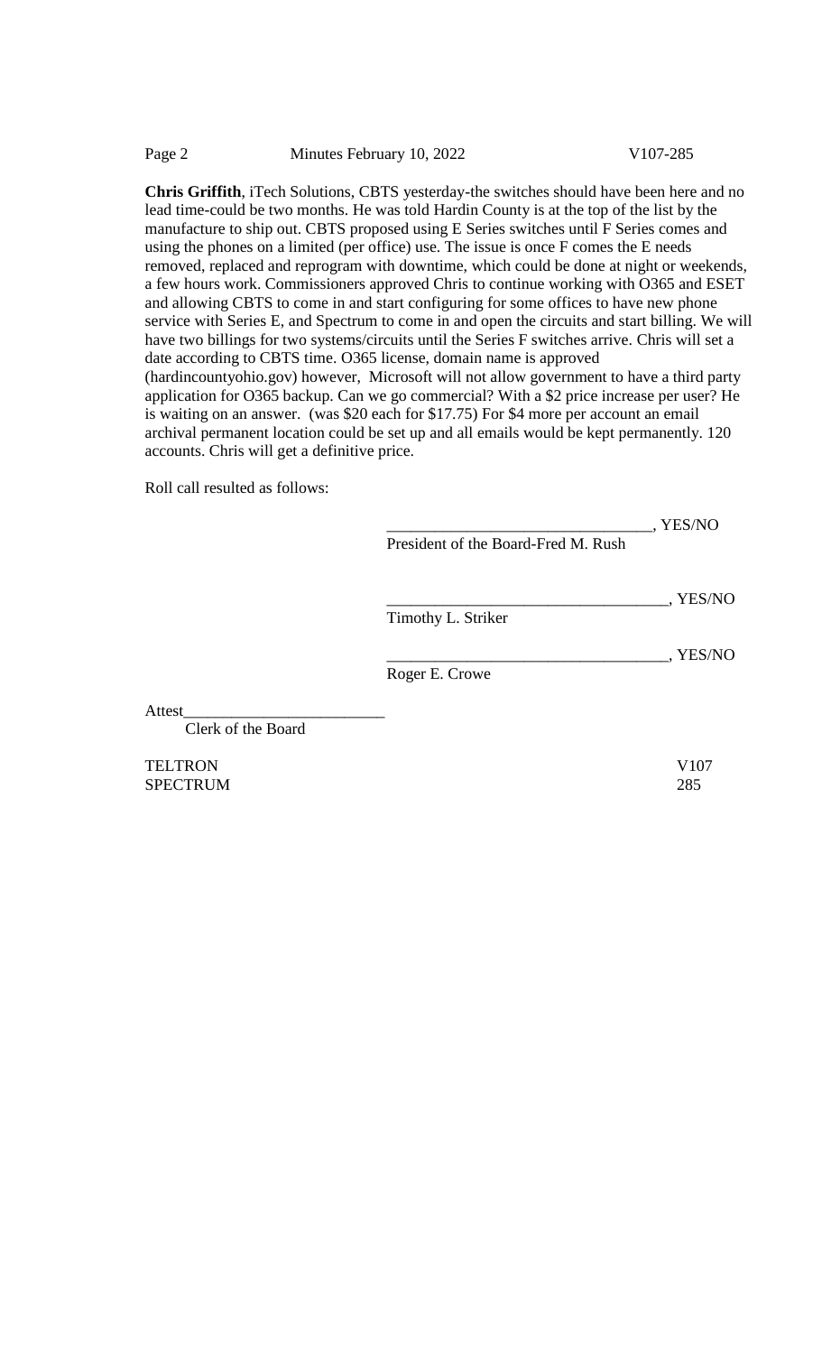**Chris Griffith**, iTech Solutions, CBTS yesterday-the switches should have been here and no lead time-could be two months. He was told Hardin County is at the top of the list by the manufacture to ship out. CBTS proposed using E Series switches until F Series comes and using the phones on a limited (per office) use. The issue is once F comes the E needs removed, replaced and reprogram with downtime, which could be done at night or weekends, a few hours work. Commissioners approved Chris to continue working with O365 and ESET and allowing CBTS to come in and start configuring for some offices to have new phone service with Series E, and Spectrum to come in and open the circuits and start billing. We will have two billings for two systems/circuits until the Series F switches arrive. Chris will set a date according to CBTS time. O365 license, domain name is approved (hardincountyohio.gov) however, Microsoft will not allow government to have a third party application for O365 backup. Can we go commercial? With a $2 price increase per user? He is waiting on an answer. (was $20 each for $17.75) For $4 more per account an email archival permanent location could be set up and all emails would be kept permanently. 120 accounts. Chris will get a definitive price.

Roll call resulted as follows:

_________________________________, YES/NO
President of the Board-Fred M. Rush

___________________________________, YES/NO
Timothy L. Striker

___________________________________, YES/NO
Roger E. Crowe

Attest_________________________
Clerk of the Board

TELTRON
SPECTRUM

V107
285